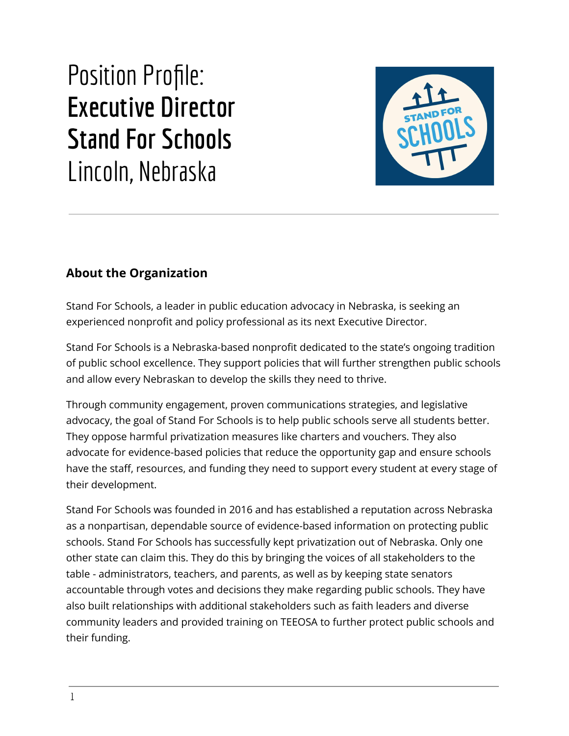# Position Profile:
# **Executive Director Stand For Schools**
# Lincoln, Nebraska

## About the Organization

Stand For Schools, a leader in public education advocacy in Nebraska, is seeking an experienced nonprofit and policy professional as its next Executive Director.

Stand For Schools is a Nebraska-based nonprofit dedicated to the state's ongoing tradition of public school excellence. They support policies that will further strengthen public schools and allow every Nebraskan to develop the skills they need to thrive.

Through community engagement, proven communications strategies, and legislative advocacy, the goal of Stand For Schools is to help public schools serve all students better. They oppose harmful privatization measures like charters and vouchers. They also advocate for evidence-based policies that reduce the opportunity gap and ensure schools have the staff, resources, and funding they need to support every student at every stage of their development.

Stand For Schools was founded in 2016 and has established a reputation across Nebraska as a nonpartisan, dependable source of evidence-based information on protecting public schools. Stand For Schools has successfully kept privatization out of Nebraska. Only one other state can claim this. They do this by bringing the voices of all stakeholders to the table - administrators, teachers, and parents, as well as by keeping state senators accountable through votes and decisions they make regarding public schools. They have also built relationships with additional stakeholders such as faith leaders and diverse community leaders and provided training on TEEOSA to further protect public schools and their funding.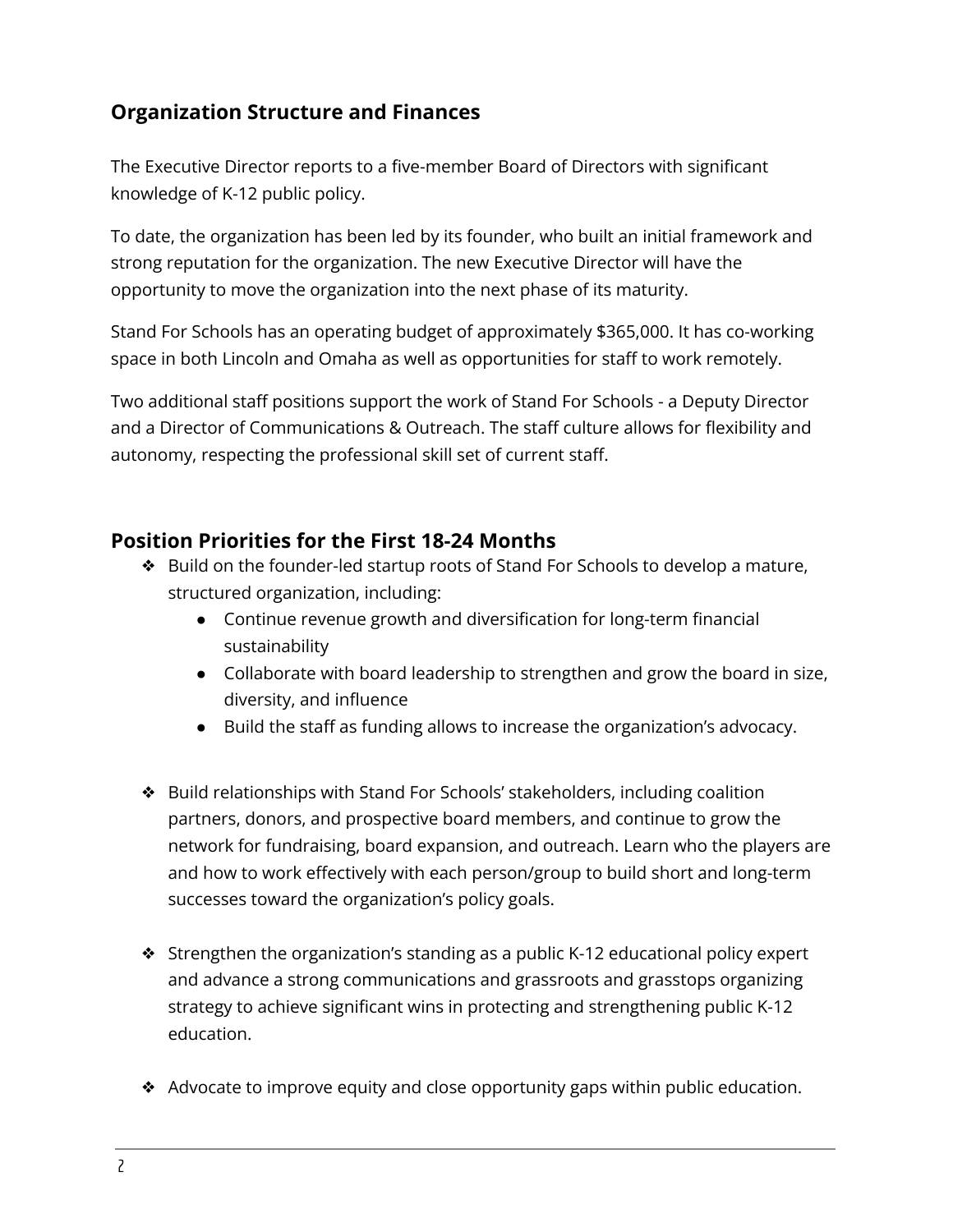## Organization Structure and Finances

The Executive Director reports to a five-member Board of Directors with significant knowledge of K-12 public policy.

To date, the organization has been led by its founder, who built an initial framework and strong reputation for the organization. The new Executive Director will have the opportunity to move the organization into the next phase of its maturity.

Stand For Schools has an operating budget of approximately $365,000. It has co-working space in both Lincoln and Omaha as well as opportunities for staff to work remotely.

Two additional staff positions support the work of Stand For Schools - a Deputy Director and a Director of Communications & Outreach. The staff culture allows for flexibility and autonomy, respecting the professional skill set of current staff.

## Position Priorities for the First 18-24 Months

- Build on the founder-led startup roots of Stand For Schools to develop a mature, structured organization, including:
  - Continue revenue growth and diversification for long-term financial sustainability
  - Collaborate with board leadership to strengthen and grow the board in size, diversity, and influence
  - Build the staff as funding allows to increase the organization's advocacy.

- Build relationships with Stand For Schools' stakeholders, including coalition partners, donors, and prospective board members, and continue to grow the network for fundraising, board expansion, and outreach. Learn who the players are and how to work effectively with each person/group to build short and long-term successes toward the organization's policy goals.

- Strengthen the organization's standing as a public K-12 educational policy expert and advance a strong communications and grassroots and grasstops organizing strategy to achieve significant wins in protecting and strengthening public K-12 education.

- Advocate to improve equity and close opportunity gaps within public education.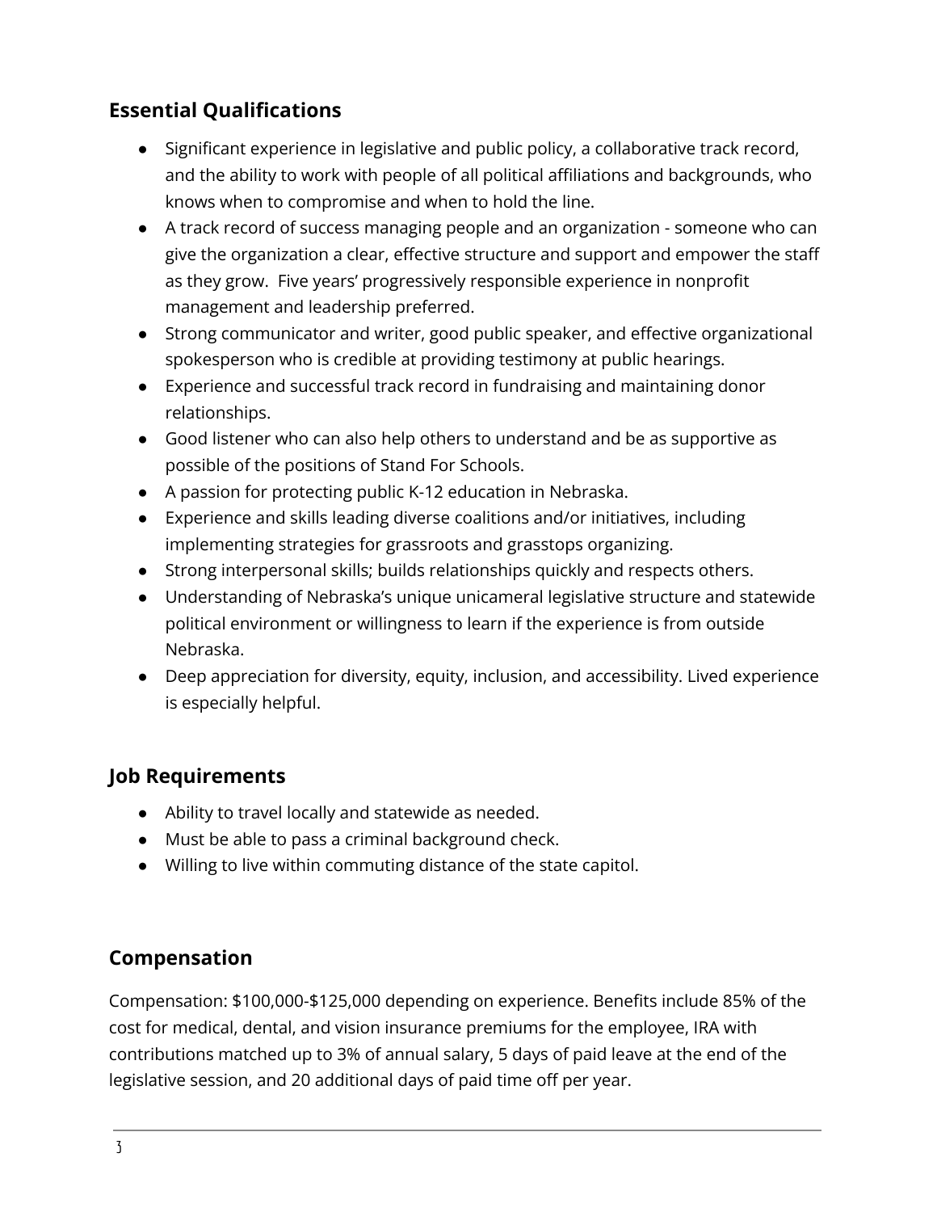## Essential Qualifications

- Significant experience in legislative and public policy, a collaborative track record, and the ability to work with people of all political affiliations and backgrounds, who knows when to compromise and when to hold the line.
- A track record of success managing people and an organization - someone who can give the organization a clear, effective structure and support and empower the staff as they grow. Five years' progressively responsible experience in nonprofit management and leadership preferred.
- Strong communicator and writer, good public speaker, and effective organizational spokesperson who is credible at providing testimony at public hearings.
- Experience and successful track record in fundraising and maintaining donor relationships.
- Good listener who can also help others to understand and be as supportive as possible of the positions of Stand For Schools.
- A passion for protecting public K-12 education in Nebraska.
- Experience and skills leading diverse coalitions and/or initiatives, including implementing strategies for grassroots and grasstops organizing.
- Strong interpersonal skills; builds relationships quickly and respects others.
- Understanding of Nebraska's unique unicameral legislative structure and statewide political environment or willingness to learn if the experience is from outside Nebraska.
- Deep appreciation for diversity, equity, inclusion, and accessibility. Lived experience is especially helpful.

## Job Requirements

- Ability to travel locally and statewide as needed.
- Must be able to pass a criminal background check.
- Willing to live within commuting distance of the state capitol.

## Compensation

Compensation: $100,000-$125,000 depending on experience. Benefits include 85% of the cost for medical, dental, and vision insurance premiums for the employee, IRA with contributions matched up to 3% of annual salary, 5 days of paid leave at the end of the legislative session, and 20 additional days of paid time off per year.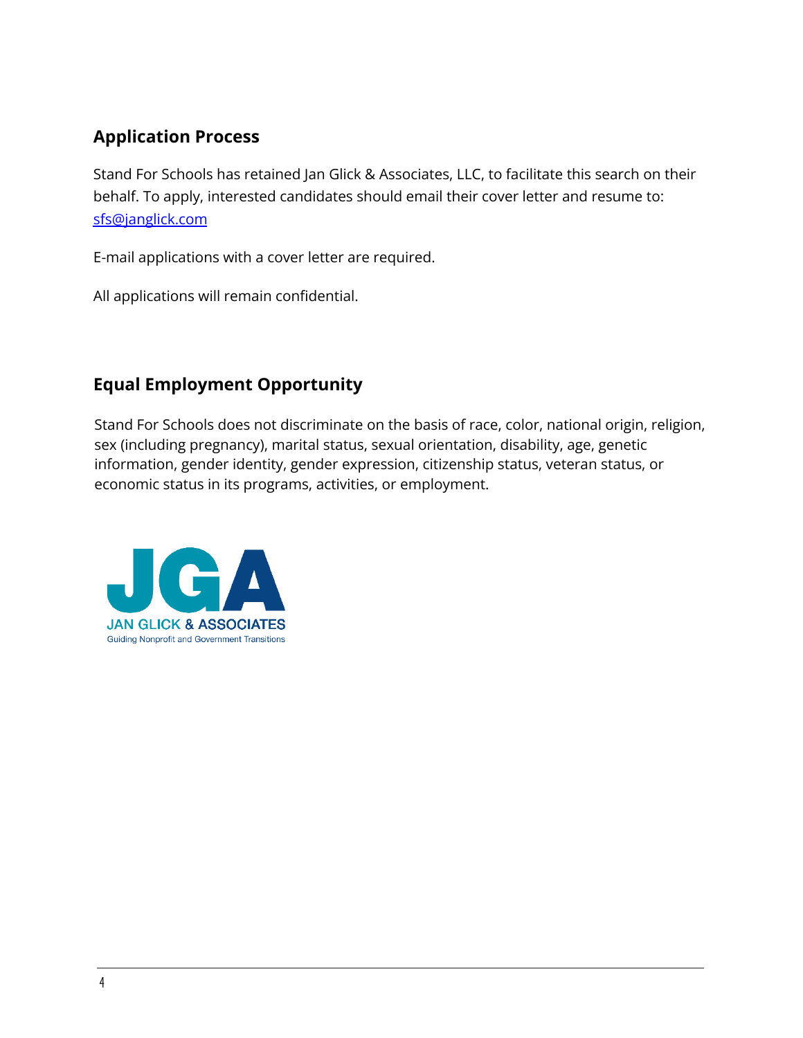## Application Process

Stand For Schools has retained Jan Glick & Associates, LLC, to facilitate this search on their behalf. To apply, interested candidates should email their cover letter and resume to: [sfs@janglick.com](mailto:sfs@janglick.com)

E-mail applications with a cover letter are required.

All applications will remain confidential.

## Equal Employment Opportunity

Stand For Schools does not discriminate on the basis of race, color, national origin, religion, sex (including pregnancy), marital status, sexual orientation, disability, age, genetic information, gender identity, gender expression, citizenship status, veteran status, or economic status in its programs, activities, or employment.

JGA
JAN GLICK & ASSOCIATES
Guiding Nonprofit and Government Transitions